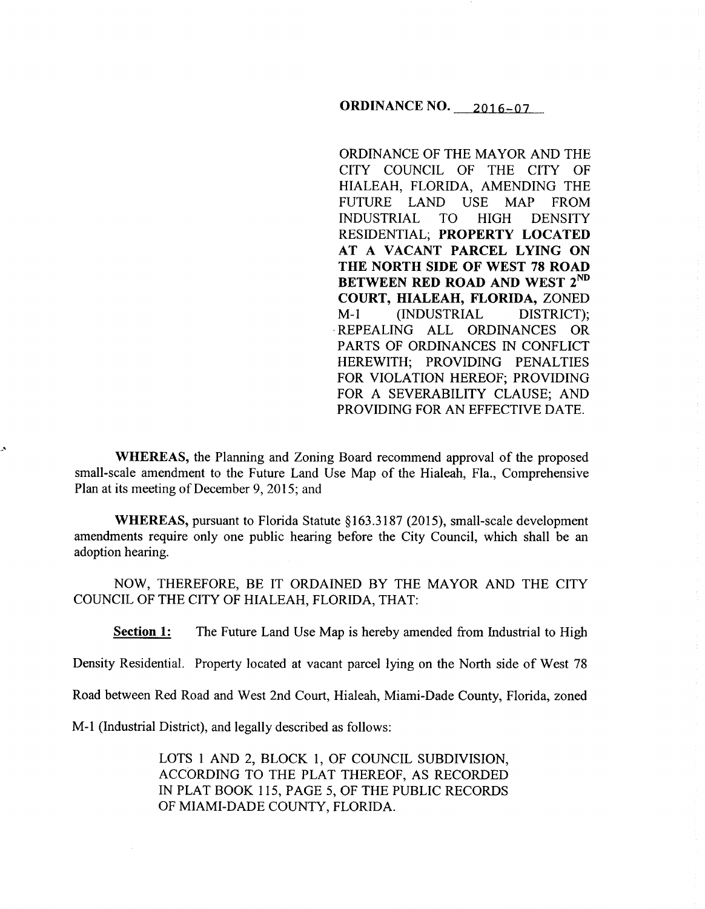# ORDINANCE NO. 2016-07

ORDINANCE OF THE MAYOR AND THE CITY COUNCIL OF THE CITY OF HIALEAH, FLORIDA, AMENDING THE FUTURE LAND USE MAP FROM INDUSTRIAL TO HIGH DENSITY RESIDENTIAL; **PROPERTY LOCATED AT A VACANT PARCEL LYING ON THE NORTH SIDE OF WEST 78 ROAD BETWEEN RED ROAD AND WEST 2ND COURT, HIALEAH, FLORIDA,** ZONED M-1 (INDUSTRIAL DISTRICT); REPEALING ALL ORDINANCES OR PARTS OF ORDINANCES IN CONFLICT HEREWITH; PROVIDING PENALTIES FOR VIOLATION HEREOF; PROVIDING FOR A SEVERABILITY CLAUSE; AND PROVIDING FOR AN EFFECTIVE DATE.

**WHEREAS,** the Planning and Zoning Board recommend approval of the proposed small-scale amendment to the Future Land Use Map of the Hialeah, Fla., Comprehensive Plan at its meeting of December 9, 2015; and

**WHEREAS,** pursuant to Florida Statute §163.3187 (2015), small-scale development amendments require only one public hearing before the City Council, which shall be an adoption hearing.

NOW, THEREFORE, BE IT ORDAINED BY THE MAYOR AND THE CITY COUNCIL OF THE CITY OF HIALEAH, FLORIDA, THAT:

**Section 1:** The Future Land Use Map is hereby amended from Industrial to High Density Residential. Property located at vacant parcel lying on the North side of West 78 Road between Red Road and West 2nd Court, Hialeah, Miami-Dade County, Florida, zoned M-1 (Industrial District), and legally described as follows:

> LOTS 1 AND 2, BLOCK 1, OF COUNCIL SUBDIVISION, ACCORDING TO THE PLAT THEREOF, AS RECORDED IN PLAT BOOK 115, PAGE 5, OF THE PUBLIC RECORDS OF MIAMI-DADE COUNTY, FLORIDA.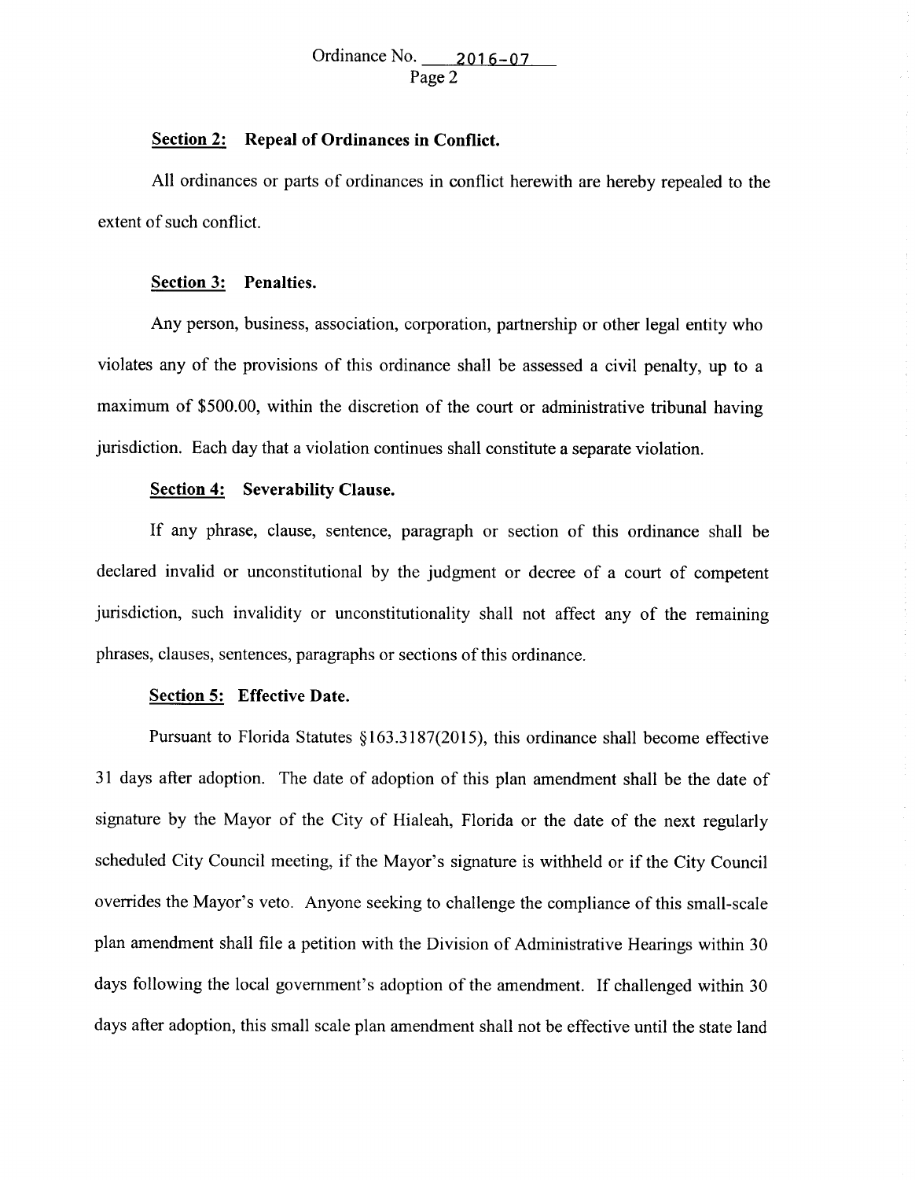**Section 2: Repeal of Ordinances in Conflict.**

All ordinances or parts of ordinances in conflict herewith are hereby repealed to the extent of such conflict.

**Section 3: Penalties.**

Any person, business, association, corporation, partnership or other legal entity who violates any of the provisions of this ordinance shall be assessed a civil penalty, up to a maximum of $500.00, within the discretion of the court or administrative tribunal having jurisdiction. Each day that a violation continues shall constitute a separate violation.

**Section 4: Severability Clause.**

If any phrase, clause, sentence, paragraph or section of this ordinance shall be declared invalid or unconstitutional by the judgment or decree of a court of competent jurisdiction, such invalidity or unconstitutionality shall not affect any of the remaining phrases, clauses, sentences, paragraphs or sections of this ordinance.

**Section 5: Effective Date.**

Pursuant to Florida Statutes §163.3187(2015), this ordinance shall become effective 31 days after adoption. The date of adoption of this plan amendment shall be the date of signature by the Mayor of the City of Hialeah, Florida or the date of the next regularly scheduled City Council meeting, if the Mayor's signature is withheld or if the City Council overrides the Mayor's veto. Anyone seeking to challenge the compliance of this small-scale plan amendment shall file a petition with the Division of Administrative Hearings within 30 days following the local government's adoption of the amendment. If challenged within 30 days after adoption, this small scale plan amendment shall not be effective until the state land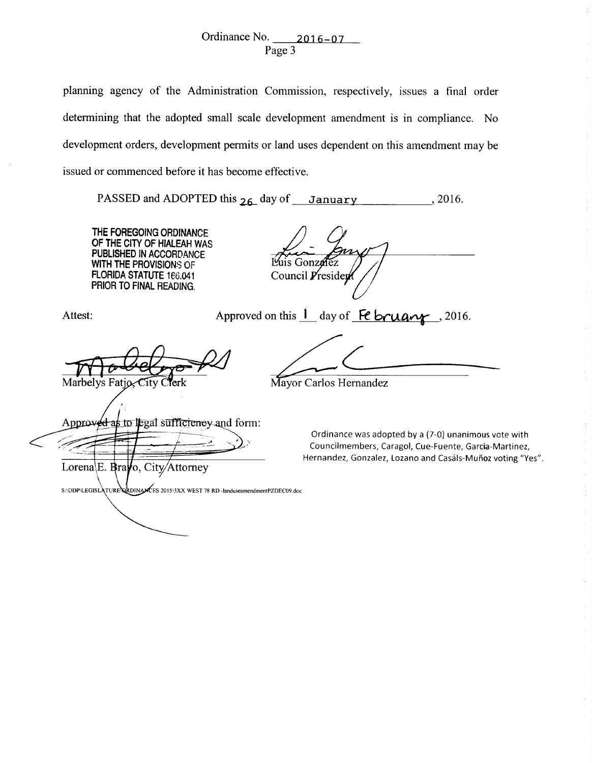Ordinance No. 2016-07
Page 3

planning agency of the Administration Commission, respectively, issues a final order determining that the adopted small scale development amendment is in compliance. No development orders, development permits or land uses dependent on this amendment may be issued or commenced before it has become effective.

PASSED and ADOPTED this 26 day of January, 2016.

**THE FOREGOING ORDINANCE OF THE CITY OF HIALEAH WAS PUBLISHED IN ACCORDANCE WITH THE PROVISIONS OF FLORIDA STATUTE 166.041 PRIOR TO FINAL READING.**

Luis Gonzalez
Council President

Attest:

Approved on this 1 day of February, 2016.

Marbelys Fatjo, City Clerk

Mayor Carlos Hernandez

Approved as to legal sufficiency and form:

Lorena E. Bravo, City Attorney

Ordinance was adopted by a (7-0) unanimous vote with Councilmembers, Caragol, Cue-Fuente, Garcia-Martinez, Hernandez, Gonzalez, Lozano and Casáls-Muñoz voting "Yes".

S:\DDP\LEGISLATURE\ORDINANCES 2015\3XX WEST 78 RD -landuseamendmentPZDEC09.doc